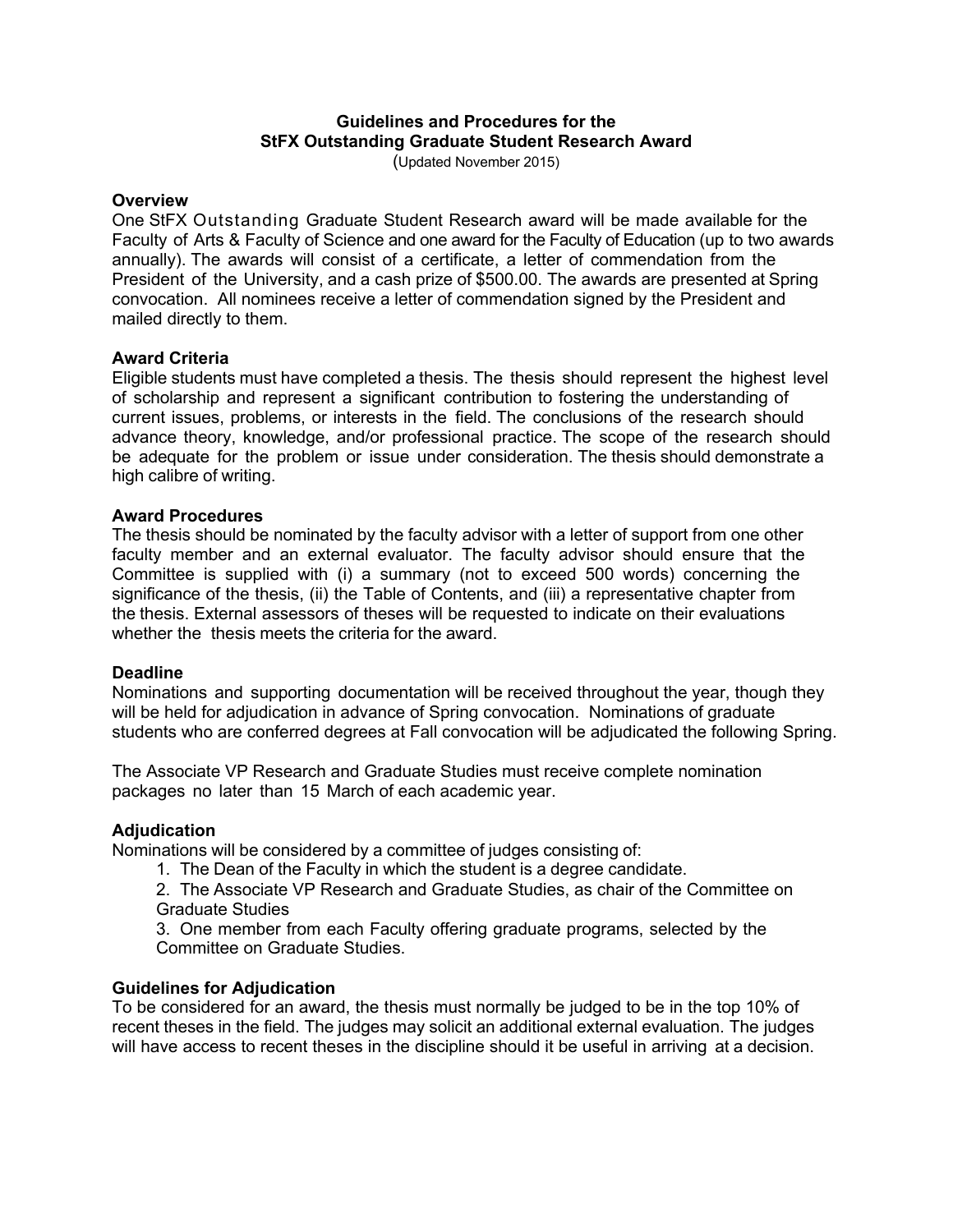# Guidelines and Procedures for the StFX Outstanding Graduate Student Research Award

(Updated November 2015)

## Overview

One StFX Outstanding Graduate Student Research award will be made available for the Faculty of Arts & Faculty of Science and one award for the Faculty of Education (up to two awards annually). The awards will consist of a certificate, a letter of commendation from the President of the University, and a cash prize of $500.00. The awards are presented at Spring convocation. All nominees receive a letter of commendation signed by the President and mailed directly to them.

## Award Criteria

Eligible students must have completed a thesis. The thesis should represent the highest level of scholarship and represent a significant contribution to fostering the understanding of current issues, problems, or interests in the field. The conclusions of the research should advance theory, knowledge, and/or professional practice. The scope of the research should be adequate for the problem or issue under consideration. The thesis should demonstrate a high calibre of writing.

## Award Procedures

The thesis should be nominated by the faculty advisor with a letter of support from one other faculty member and an external evaluator. The faculty advisor should ensure that the Committee is supplied with (i) a summary (not to exceed 500 words) concerning the significance of the thesis, (ii) the Table of Contents, and (iii) a representative chapter from the thesis. External assessors of theses will be requested to indicate on their evaluations whether the thesis meets the criteria for the award.

## Deadline

Nominations and supporting documentation will be received throughout the year, though they will be held for adjudication in advance of Spring convocation. Nominations of graduate students who are conferred degrees at Fall convocation will be adjudicated the following Spring.

The Associate VP Research and Graduate Studies must receive complete nomination packages no later than 15 March of each academic year.

## Adjudication

Nominations will be considered by a committee of judges consisting of:

1. The Dean of the Faculty in which the student is a degree candidate.
2. The Associate VP Research and Graduate Studies, as chair of the Committee on Graduate Studies
3. One member from each Faculty offering graduate programs, selected by the Committee on Graduate Studies.

## Guidelines for Adjudication

To be considered for an award, the thesis must normally be judged to be in the top 10% of recent theses in the field. The judges may solicit an additional external evaluation. The judges will have access to recent theses in the discipline should it be useful in arriving at a decision.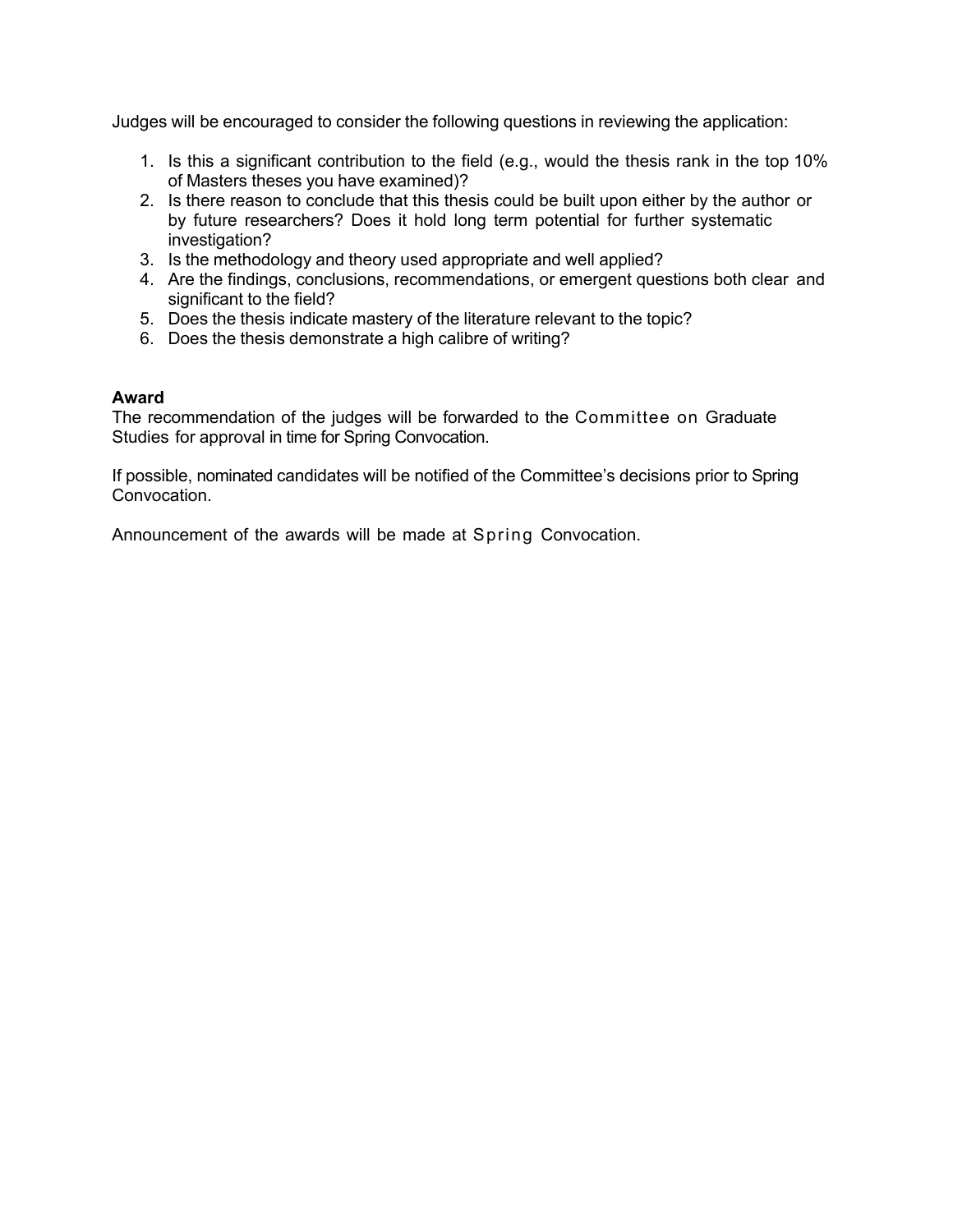Judges will be encouraged to consider the following questions in reviewing the application:

1. Is this a significant contribution to the field (e.g., would the thesis rank in the top 10% of Masters theses you have examined)?
2. Is there reason to conclude that this thesis could be built upon either by the author or by future researchers? Does it hold long term potential for further systematic investigation?
3. Is the methodology and theory used appropriate and well applied?
4. Are the findings, conclusions, recommendations, or emergent questions both clear and significant to the field?
5. Does the thesis indicate mastery of the literature relevant to the topic?
6. Does the thesis demonstrate a high calibre of writing?

**Award**

The recommendation of the judges will be forwarded to the Committee on Graduate Studies for approval in time for Spring Convocation.

If possible, nominated candidates will be notified of the Committee's decisions prior to Spring Convocation.

Announcement of the awards will be made at Spring Convocation.